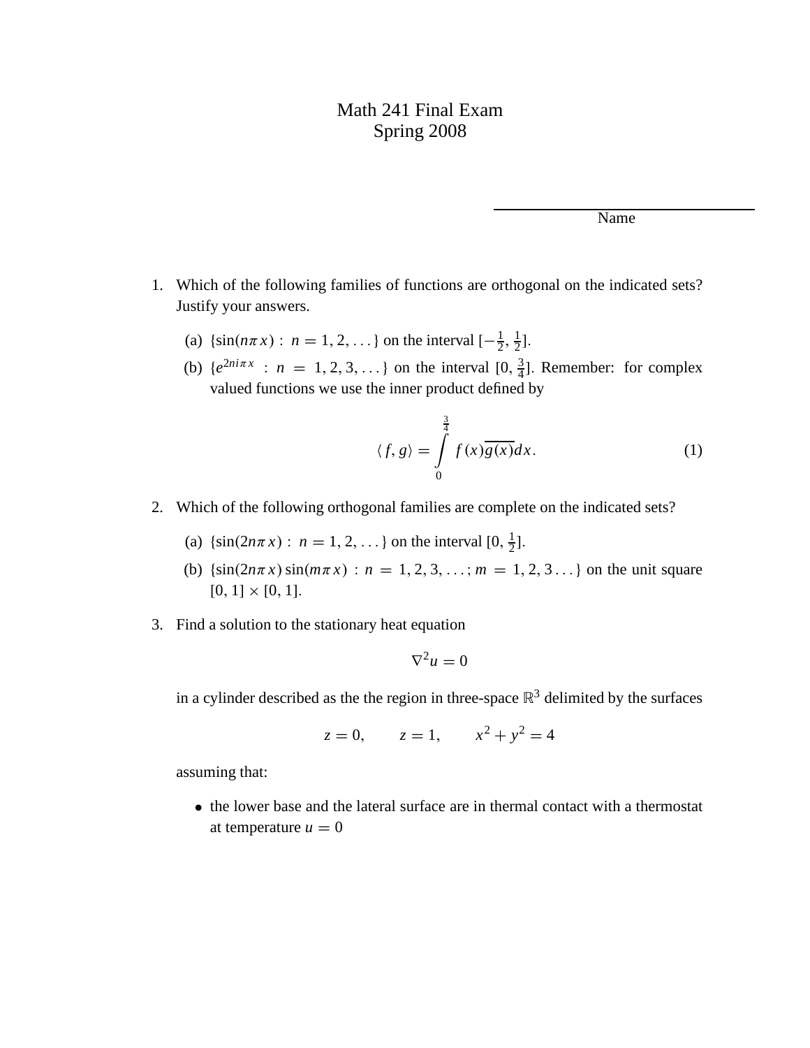# Math 241 Final Exam
## Spring 2008

Name ______________________

1. Which of the following families of functions are orthogonal on the indicated sets? Justify your answers.

   (a) $\{\sin(n\pi x) : n = 1, 2, \ldots\}$ on the interval $[-\frac{1}{2}, \frac{1}{2}]$.

   (b) $\{e^{2ni\pi x} : n = 1, 2, 3, \ldots\}$ on the interval $[0, \frac{3}{4}]$. Remember: for complex valued functions we use the inner product defined by

$$\langle f, g \rangle = \int_0^{\frac{3}{4}} f(x)\overline{g(x)}dx. \tag{1}$$

2. Which of the following orthogonal families are complete on the indicated sets?

   (a) $\{\sin(2n\pi x) : n = 1, 2, \ldots\}$ on the interval $[0, \frac{1}{2}]$.

   (b) $\{\sin(2n\pi x)\sin(m\pi x) : n = 1, 2, 3, \ldots; m = 1, 2, 3 \ldots\}$ on the unit square $[0, 1] \times [0, 1]$.

3. Find a solution to the stationary heat equation

$$\nabla^2 u = 0$$

   in a cylinder described as the the region in three-space $\mathbb{R}^3$ delimited by the surfaces

$$z = 0, \qquad z = 1, \qquad x^2 + y^2 = 4$$

   assuming that:

   - the lower base and the lateral surface are in thermal contact with a thermostat at temperature $u = 0$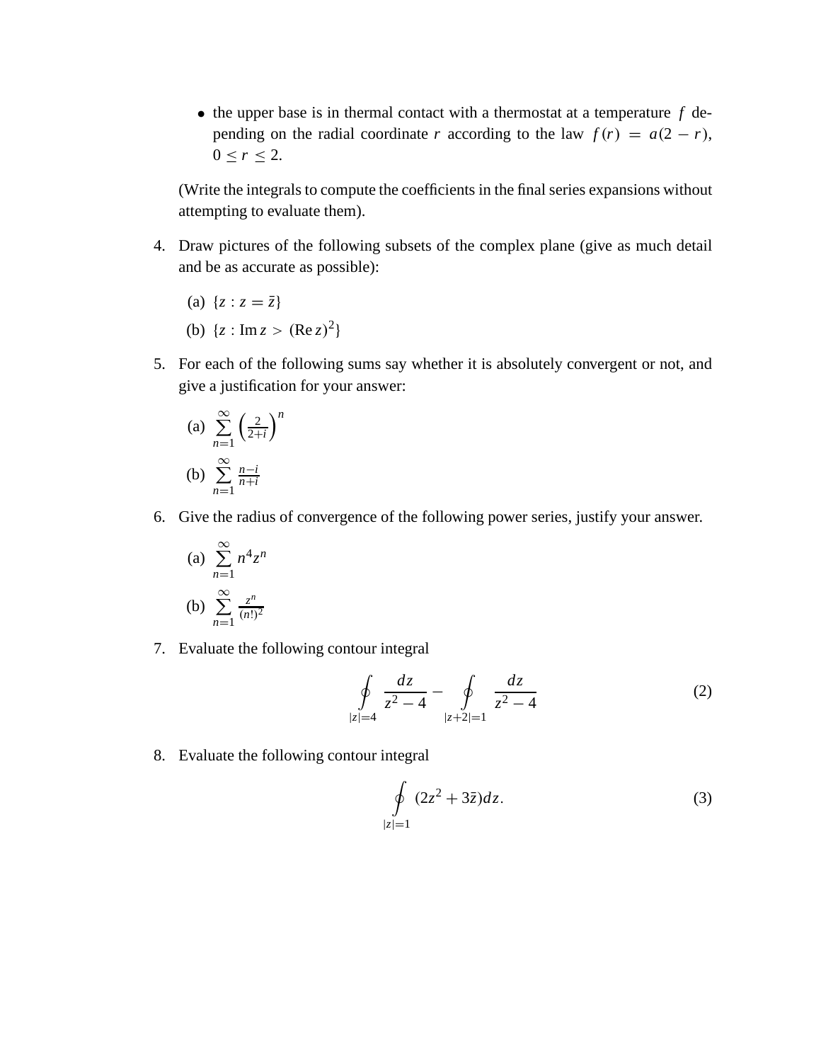- the upper base is in thermal contact with a thermostat at a temperature $f$ depending on the radial coordinate $r$ according to the law $f(r) = a(2-r)$, $0 \leq r \leq 2$.

(Write the integrals to compute the coefficients in the final series expansions without attempting to evaluate them).

4. Draw pictures of the following subsets of the complex plane (give as much detail and be as accurate as possible):

   (a) $\{z : z = \bar{z}\}$

   (b) $\{z : \operatorname{Im} z > (\operatorname{Re} z)^2\}$

5. For each of the following sums say whether it is absolutely convergent or not, and give a justification for your answer:

   (a) $\sum_{n=1}^{\infty} \left(\frac{2}{2+i}\right)^n$

   (b) $\sum_{n=1}^{\infty} \frac{n-i}{n+i}$

6. Give the radius of convergence of the following power series, justify your answer.

   (a) $\sum_{n=1}^{\infty} n^4 z^n$

   (b) $\sum_{n=1}^{\infty} \frac{z^n}{(n!)^2}$

7. Evaluate the following contour integral

$$\oint_{|z|=4} \frac{dz}{z^2-4} - \oint_{|z+2|=1} \frac{dz}{z^2-4} \tag{2}$$

8. Evaluate the following contour integral

$$\oint_{|z|=1} (2z^2 + 3\bar{z})dz. \tag{3}$$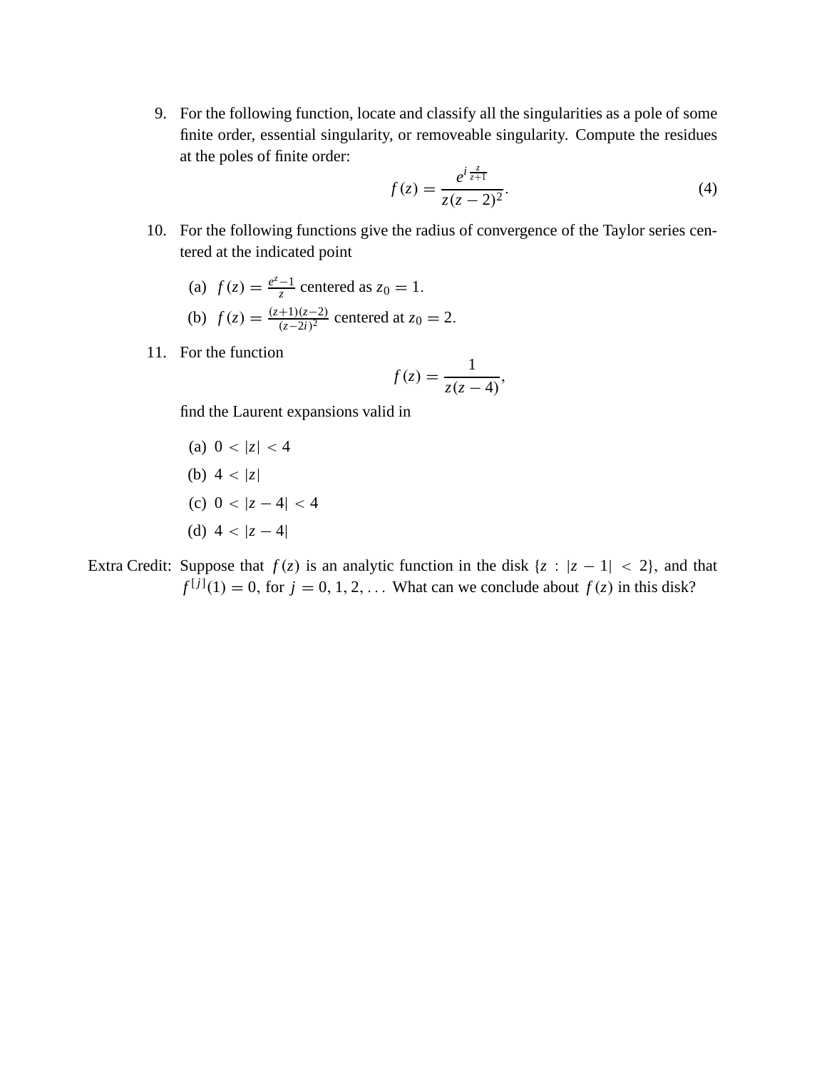9. For the following function, locate and classify all the singularities as a pole of some finite order, essential singularity, or removeable singularity. Compute the residues at the poles of finite order:

$$f(z) = \frac{e^{i\frac{z}{z+1}}}{z(z-2)^2}. \tag{4}$$

10. For the following functions give the radius of convergence of the Taylor series centered at the indicated point

    (a) $f(z) = \frac{e^z - 1}{z}$ centered as $z_0 = 1$.

    (b) $f(z) = \frac{(z+1)(z-2)}{(z-2i)^2}$ centered at $z_0 = 2$.

11. For the function

$$f(z) = \frac{1}{z(z-4)},$$

find the Laurent expansions valid in

   (a) $0 < |z| < 4$

   (b) $4 < |z|$

   (c) $0 < |z - 4| < 4$

   (d) $4 < |z - 4|$

Extra Credit: Suppose that $f(z)$ is an analytic function in the disk $\{z : |z - 1| < 2\}$, and that $f^{[j]}(1) = 0$, for $j = 0, 1, 2, \ldots$ What can we conclude about $f(z)$ in this disk?